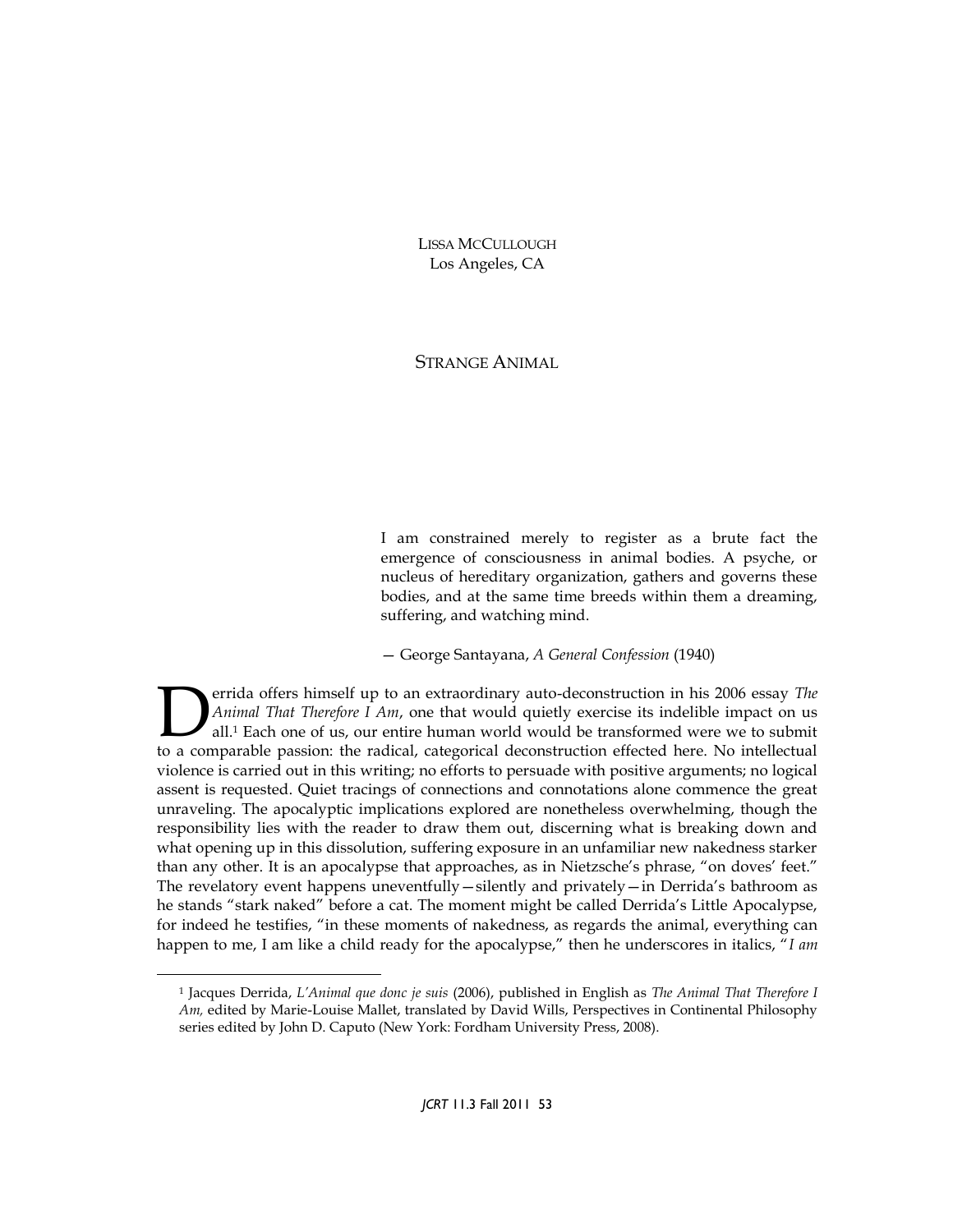LISSA MCCULLOUGH
Los Angeles, CA

# STRANGE ANIMAL

> I am constrained merely to register as a brute fact the emergence of consciousness in animal bodies. A psyche, or nucleus of hereditary organization, gathers and governs these bodies, and at the same time breeds within them a dreaming, suffering, and watching mind.
>
> — George Santayana, *A General Confession* (1940)

Derrida offers himself up to an extraordinary auto-deconstruction in his 2006 essay *The Animal That Therefore I Am*, one that would quietly exercise its indelible impact on us all.[1] Each one of us, our entire human world would be transformed were we to submit to a comparable passion: the radical, categorical deconstruction effected here. No intellectual violence is carried out in this writing; no efforts to persuade with positive arguments; no logical assent is requested. Quiet tracings of connections and connotations alone commence the great unraveling. The apocalyptic implications explored are nonetheless overwhelming, though the responsibility lies with the reader to draw them out, discerning what is breaking down and what opening up in this dissolution, suffering exposure in an unfamiliar new nakedness starker than any other. It is an apocalypse that approaches, as in Nietzsche's phrase, "on doves' feet." The revelatory event happens uneventfully—silently and privately—in Derrida's bathroom as he stands "stark naked" before a cat. The moment might be called Derrida's Little Apocalypse, for indeed he testifies, "in these moments of nakedness, as regards the animal, everything can happen to me, I am like a child ready for the apocalypse," then he underscores in italics, "*I am*

---

[1] Jacques Derrida, *L'Animal que donc je suis* (2006), published in English as *The Animal That Therefore I Am,* edited by Marie-Louise Mallet, translated by David Wills, Perspectives in Continental Philosophy series edited by John D. Caputo (New York: Fordham University Press, 2008).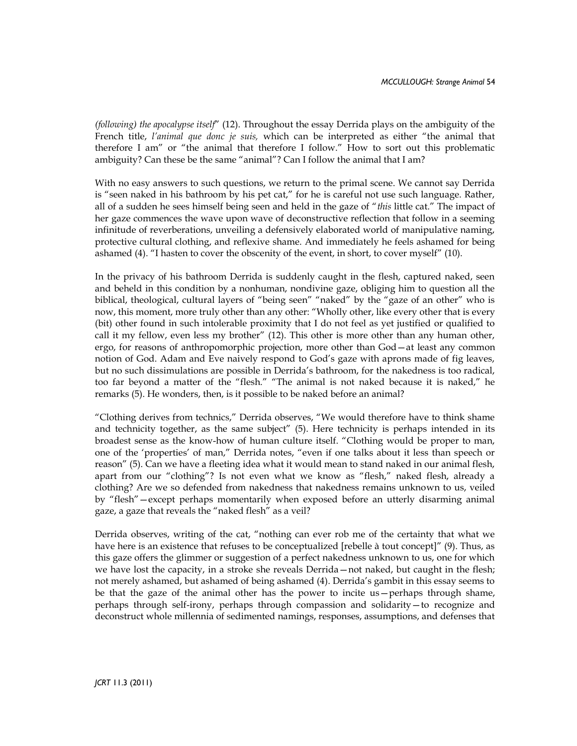*(following) the apocalypse itself*" (12). Throughout the essay Derrida plays on the ambiguity of the French title, *l'animal que donc je suis,* which can be interpreted as either "the animal that therefore I am" or "the animal that therefore I follow." How to sort out this problematic ambiguity? Can these be the same "animal"? Can I follow the animal that I am?

With no easy answers to such questions, we return to the primal scene. We cannot say Derrida is "seen naked in his bathroom by his pet cat," for he is careful not use such language. Rather, all of a sudden he sees himself being seen and held in the gaze of "*this* little cat." The impact of her gaze commences the wave upon wave of deconstructive reflection that follow in a seeming infinitude of reverberations, unveiling a defensively elaborated world of manipulative naming, protective cultural clothing, and reflexive shame. And immediately he feels ashamed for being ashamed (4). "I hasten to cover the obscenity of the event, in short, to cover myself" (10).

In the privacy of his bathroom Derrida is suddenly caught in the flesh, captured naked, seen and beheld in this condition by a nonhuman, nondivine gaze, obliging him to question all the biblical, theological, cultural layers of "being seen" "naked" by the "gaze of an other" who is now, this moment, more truly other than any other: "Wholly other, like every other that is every (bit) other found in such intolerable proximity that I do not feel as yet justified or qualified to call it my fellow, even less my brother" (12). This other is more other than any human other, ergo, for reasons of anthropomorphic projection, more other than God—at least any common notion of God. Adam and Eve naively respond to God's gaze with aprons made of fig leaves, but no such dissimulations are possible in Derrida's bathroom, for the nakedness is too radical, too far beyond a matter of the "flesh." "The animal is not naked because it is naked," he remarks (5). He wonders, then, is it possible to be naked before an animal?

"Clothing derives from technics," Derrida observes, "We would therefore have to think shame and technicity together, as the same subject" (5). Here technicity is perhaps intended in its broadest sense as the know-how of human culture itself. "Clothing would be proper to man, one of the 'properties' of man," Derrida notes, "even if one talks about it less than speech or reason" (5). Can we have a fleeting idea what it would mean to stand naked in our animal flesh, apart from our "clothing"? Is not even what we know as "flesh," naked flesh, already a clothing? Are we so defended from nakedness that nakedness remains unknown to us, veiled by "flesh"—except perhaps momentarily when exposed before an utterly disarming animal gaze, a gaze that reveals the "naked flesh" as a veil?

Derrida observes, writing of the cat, "nothing can ever rob me of the certainty that what we have here is an existence that refuses to be conceptualized [rebelle à tout concept]" (9). Thus, as this gaze offers the glimmer or suggestion of a perfect nakedness unknown to us, one for which we have lost the capacity, in a stroke she reveals Derrida—not naked, but caught in the flesh; not merely ashamed, but ashamed of being ashamed (4). Derrida's gambit in this essay seems to be that the gaze of the animal other has the power to incite us—perhaps through shame, perhaps through self-irony, perhaps through compassion and solidarity—to recognize and deconstruct whole millennia of sedimented namings, responses, assumptions, and defenses that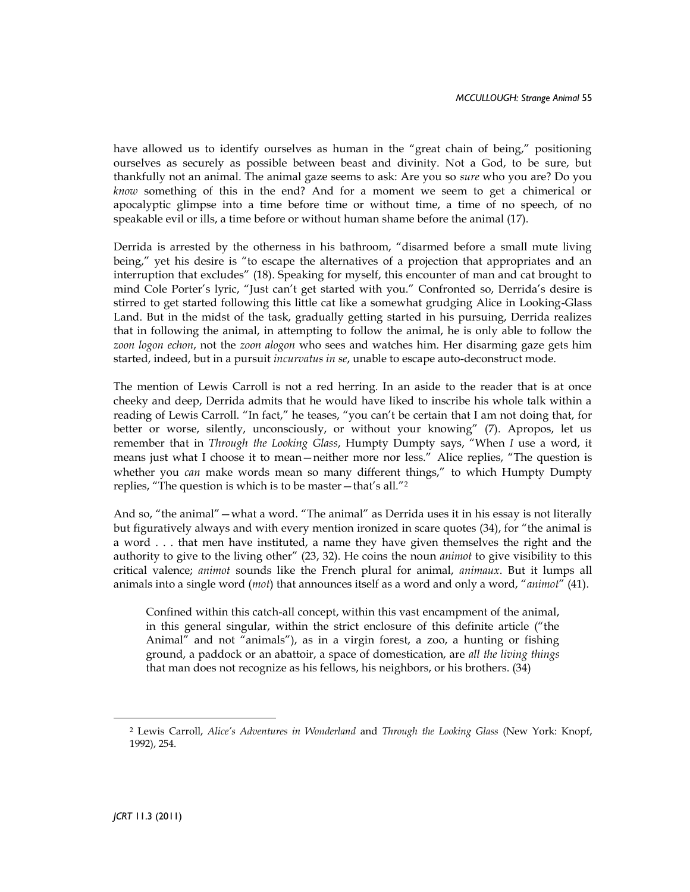have allowed us to identify ourselves as human in the "great chain of being," positioning ourselves as securely as possible between beast and divinity. Not a God, to be sure, but thankfully not an animal. The animal gaze seems to ask: Are you so *sure* who you are? Do you *know* something of this in the end? And for a moment we seem to get a chimerical or apocalyptic glimpse into a time before time or without time, a time of no speech, of no speakable evil or ills, a time before or without human shame before the animal (17).

Derrida is arrested by the otherness in his bathroom, "disarmed before a small mute living being," yet his desire is "to escape the alternatives of a projection that appropriates and an interruption that excludes" (18). Speaking for myself, this encounter of man and cat brought to mind Cole Porter's lyric, "Just can't get started with you." Confronted so, Derrida's desire is stirred to get started following this little cat like a somewhat grudging Alice in Looking-Glass Land. But in the midst of the task, gradually getting started in his pursuing, Derrida realizes that in following the animal, in attempting to follow the animal, he is only able to follow the *zoon logon echon*, not the *zoon alogon* who sees and watches him. Her disarming gaze gets him started, indeed, but in a pursuit *incurvatus in se*, unable to escape auto-deconstruct mode.

The mention of Lewis Carroll is not a red herring. In an aside to the reader that is at once cheeky and deep, Derrida admits that he would have liked to inscribe his whole talk within a reading of Lewis Carroll. "In fact," he teases, "you can't be certain that I am not doing that, for better or worse, silently, unconsciously, or without your knowing" (7). Apropos, let us remember that in *Through the Looking Glass*, Humpty Dumpty says, "When *I* use a word, it means just what I choose it to mean—neither more nor less." Alice replies, "The question is whether you *can* make words mean so many different things," to which Humpty Dumpty replies, "The question is which is to be master—that's all."[2]

And so, "the animal"—what a word. "The animal" as Derrida uses it in his essay is not literally but figuratively always and with every mention ironized in scare quotes (34), for "the animal is a word . . . that men have instituted, a name they have given themselves the right and the authority to give to the living other" (23, 32). He coins the noun *animot* to give visibility to this critical valence; *animot* sounds like the French plural for animal, *animaux*. But it lumps all animals into a single word (*mot*) that announces itself as a word and only a word, "*animot*" (41).

> Confined within this catch-all concept, within this vast encampment of the animal, in this general singular, within the strict enclosure of this definite article ("the Animal" and not "animals"), as in a virgin forest, a zoo, a hunting or fishing ground, a paddock or an abattoir, a space of domestication, are *all the living things* that man does not recognize as his fellows, his neighbors, or his brothers. (34)

---

[2] Lewis Carroll, *Alice's Adventures in Wonderland* and *Through the Looking Glass* (New York: Knopf, 1992), 254.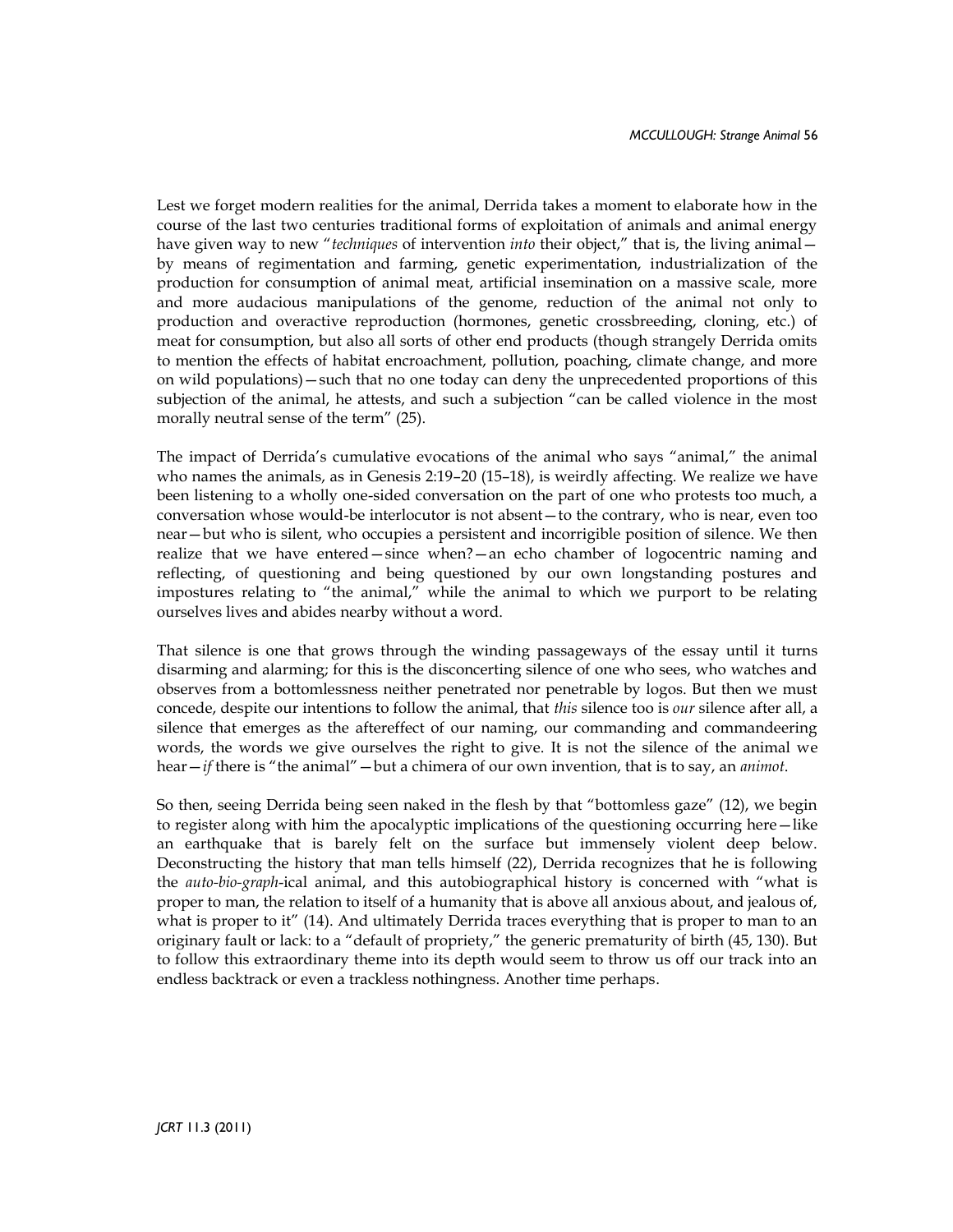Lest we forget modern realities for the animal, Derrida takes a moment to elaborate how in the course of the last two centuries traditional forms of exploitation of animals and animal energy have given way to new "*techniques* of intervention *into* their object," that is, the living animal—by means of regimentation and farming, genetic experimentation, industrialization of the production for consumption of animal meat, artificial insemination on a massive scale, more and more audacious manipulations of the genome, reduction of the animal not only to production and overactive reproduction (hormones, genetic crossbreeding, cloning, etc.) of meat for consumption, but also all sorts of other end products (though strangely Derrida omits to mention the effects of habitat encroachment, pollution, poaching, climate change, and more on wild populations)—such that no one today can deny the unprecedented proportions of this subjection of the animal, he attests, and such a subjection "can be called violence in the most morally neutral sense of the term" (25).

The impact of Derrida's cumulative evocations of the animal who says "animal," the animal who names the animals, as in Genesis 2:19–20 (15–18), is weirdly affecting. We realize we have been listening to a wholly one-sided conversation on the part of one who protests too much, a conversation whose would-be interlocutor is not absent—to the contrary, who is near, even too near—but who is silent, who occupies a persistent and incorrigible position of silence. We then realize that we have entered—since when?—an echo chamber of logocentric naming and reflecting, of questioning and being questioned by our own longstanding postures and impostures relating to "the animal," while the animal to which we purport to be relating ourselves lives and abides nearby without a word.

That silence is one that grows through the winding passageways of the essay until it turns disarming and alarming; for this is the disconcerting silence of one who sees, who watches and observes from a bottomlessness neither penetrated nor penetrable by logos. But then we must concede, despite our intentions to follow the animal, that *this* silence too is *our* silence after all, a silence that emerges as the aftereffect of our naming, our commanding and commandeering words, the words we give ourselves the right to give. It is not the silence of the animal we hear—*if* there is "the animal"—but a chimera of our own invention, that is to say, an *animot*.

So then, seeing Derrida being seen naked in the flesh by that "bottomless gaze" (12), we begin to register along with him the apocalyptic implications of the questioning occurring here—like an earthquake that is barely felt on the surface but immensely violent deep below. Deconstructing the history that man tells himself (22), Derrida recognizes that he is following the *auto-bio-graph*-ical animal, and this autobiographical history is concerned with "what is proper to man, the relation to itself of a humanity that is above all anxious about, and jealous of, what is proper to it" (14). And ultimately Derrida traces everything that is proper to man to an originary fault or lack: to a "default of propriety," the generic prematurity of birth (45, 130). But to follow this extraordinary theme into its depth would seem to throw us off our track into an endless backtrack or even a trackless nothingness. Another time perhaps.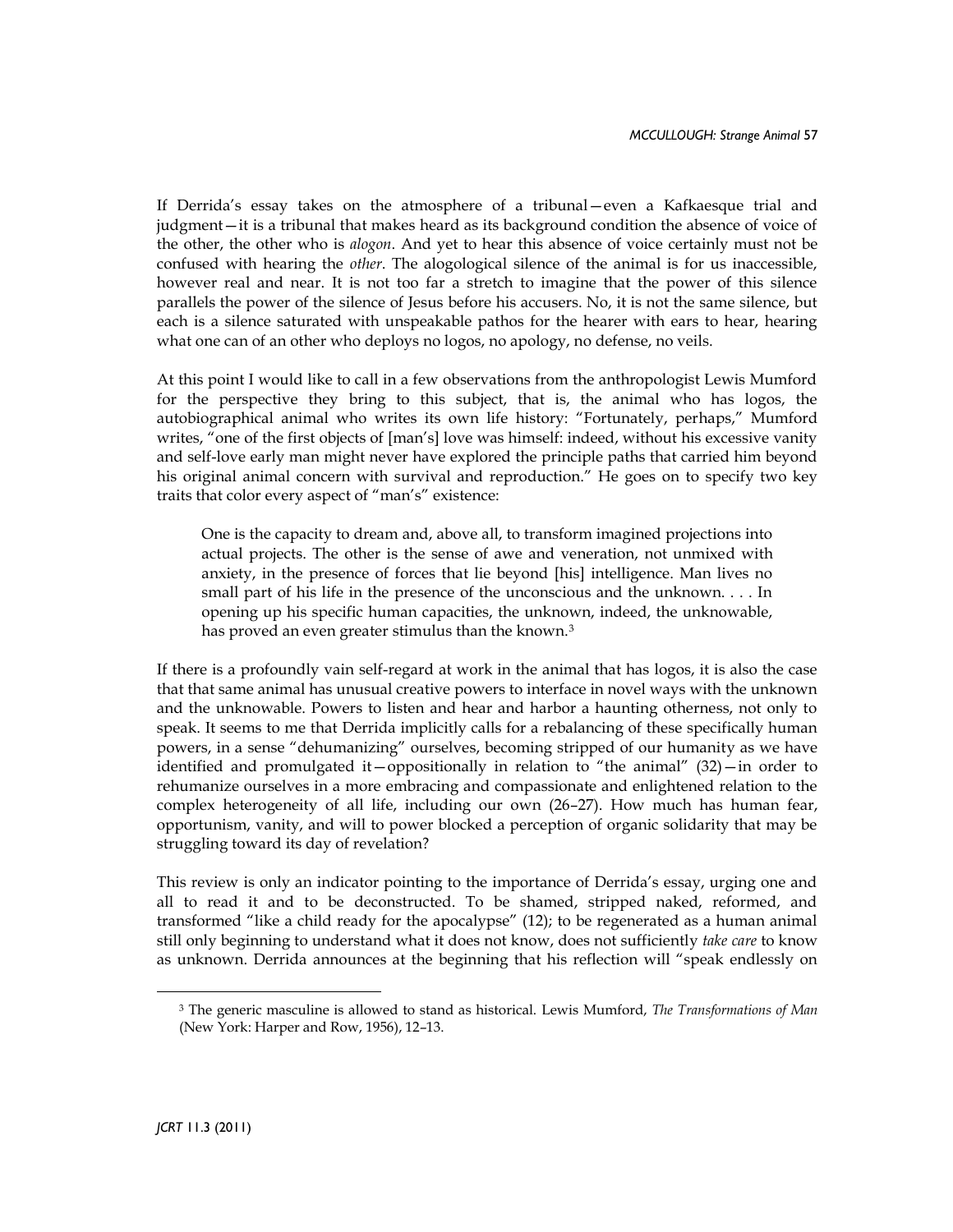If Derrida's essay takes on the atmosphere of a tribunal—even a Kafkaesque trial and judgment—it is a tribunal that makes heard as its background condition the absence of voice of the other, the other who is *alogon*. And yet to hear this absence of voice certainly must not be confused with hearing the *other*. The alogological silence of the animal is for us inaccessible, however real and near. It is not too far a stretch to imagine that the power of this silence parallels the power of the silence of Jesus before his accusers. No, it is not the same silence, but each is a silence saturated with unspeakable pathos for the hearer with ears to hear, hearing what one can of an other who deploys no logos, no apology, no defense, no veils.

At this point I would like to call in a few observations from the anthropologist Lewis Mumford for the perspective they bring to this subject, that is, the animal who has logos, the autobiographical animal who writes its own life history: "Fortunately, perhaps," Mumford writes, "one of the first objects of [man's] love was himself: indeed, without his excessive vanity and self-love early man might never have explored the principle paths that carried him beyond his original animal concern with survival and reproduction." He goes on to specify two key traits that color every aspect of "man's" existence:

> One is the capacity to dream and, above all, to transform imagined projections into actual projects. The other is the sense of awe and veneration, not unmixed with anxiety, in the presence of forces that lie beyond [his] intelligence. Man lives no small part of his life in the presence of the unconscious and the unknown. . . . In opening up his specific human capacities, the unknown, indeed, the unknowable, has proved an even greater stimulus than the known.[3]

If there is a profoundly vain self-regard at work in the animal that has logos, it is also the case that that same animal has unusual creative powers to interface in novel ways with the unknown and the unknowable. Powers to listen and hear and harbor a haunting otherness, not only to speak. It seems to me that Derrida implicitly calls for a rebalancing of these specifically human powers, in a sense "dehumanizing" ourselves, becoming stripped of our humanity as we have identified and promulgated it—oppositionally in relation to "the animal" (32)—in order to rehumanize ourselves in a more embracing and compassionate and enlightened relation to the complex heterogeneity of all life, including our own (26–27). How much has human fear, opportunism, vanity, and will to power blocked a perception of organic solidarity that may be struggling toward its day of revelation?

This review is only an indicator pointing to the importance of Derrida's essay, urging one and all to read it and to be deconstructed. To be shamed, stripped naked, reformed, and transformed "like a child ready for the apocalypse" (12); to be regenerated as a human animal still only beginning to understand what it does not know, does not sufficiently *take care* to know as unknown. Derrida announces at the beginning that his reflection will "speak endlessly on

---

[3] The generic masculine is allowed to stand as historical. Lewis Mumford, *The Transformations of Man* (New York: Harper and Row, 1956), 12–13.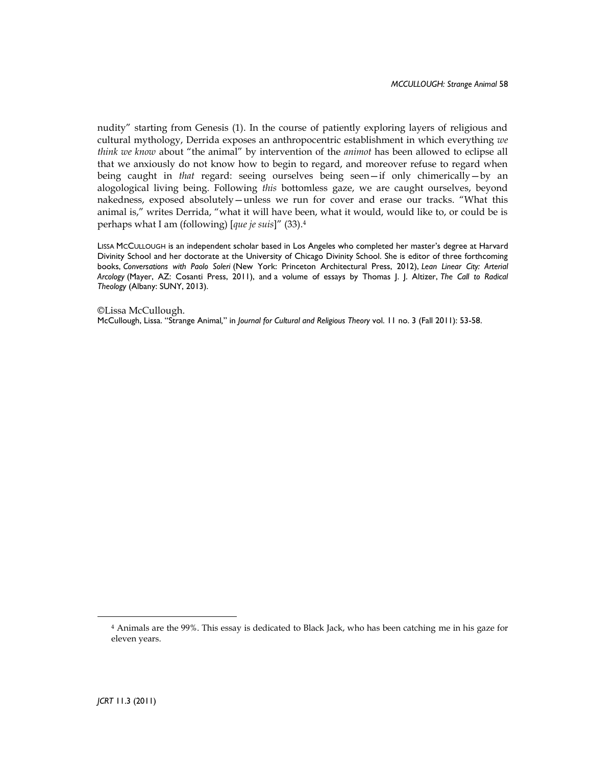nudity" starting from Genesis (1). In the course of patiently exploring layers of religious and cultural mythology, Derrida exposes an anthropocentric establishment in which everything *we think we know* about "the animal" by intervention of the *animot* has been allowed to eclipse all that we anxiously do not know how to begin to regard, and moreover refuse to regard when being caught in *that* regard: seeing ourselves being seen—if only chimerically—by an alogological living being. Following *this* bottomless gaze, we are caught ourselves, beyond nakedness, exposed absolutely—unless we run for cover and erase our tracks. "What this animal is," writes Derrida, "what it will have been, what it would, would like to, or could be is perhaps what I am (following) [*que je suis*]" (33).[4]

LISSA MCCULLOUGH is an independent scholar based in Los Angeles who completed her master's degree at Harvard Divinity School and her doctorate at the University of Chicago Divinity School. She is editor of three forthcoming books, *Conversations with Paolo Soleri* (New York: Princeton Architectural Press, 2012), *Lean Linear City: Arterial Arcology* (Mayer, AZ: Cosanti Press, 2011), and a volume of essays by Thomas J. J. Altizer, *The Call to Radical Theology* (Albany: SUNY, 2013).

©Lissa McCullough.
McCullough, Lissa. "Strange Animal," in *Journal for Cultural and Religious Theory* vol. 11 no. 3 (Fall 2011): 53-58.

---

[4] Animals are the 99%. This essay is dedicated to Black Jack, who has been catching me in his gaze for eleven years.